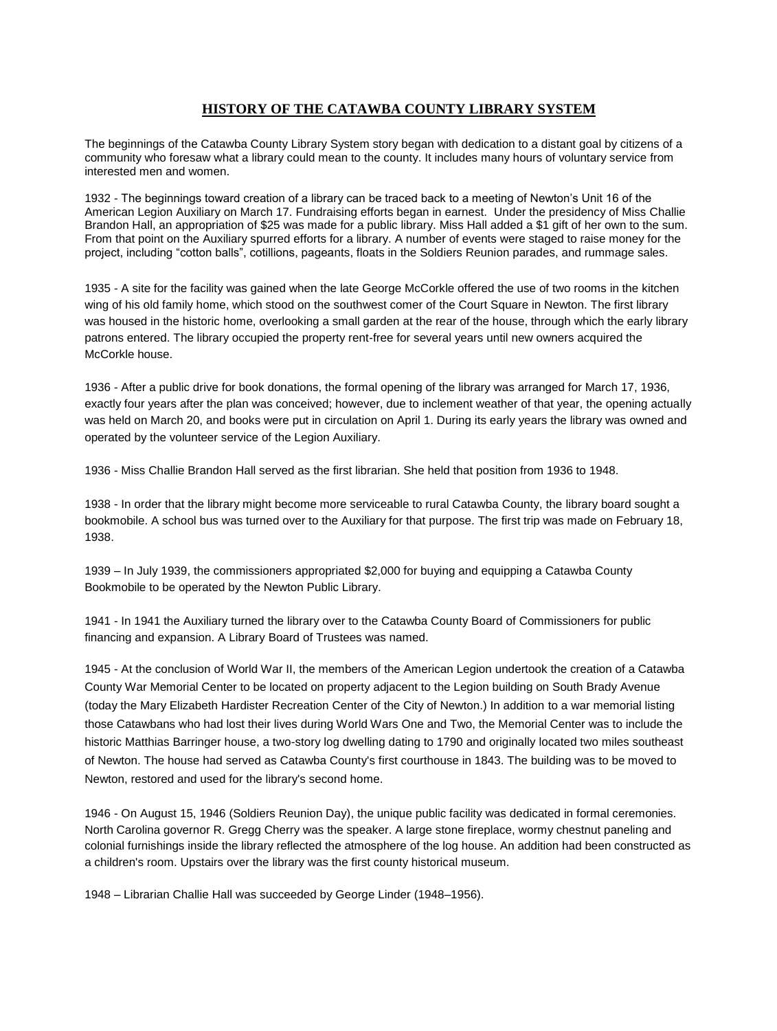# HISTORY OF THE CATAWBA COUNTY LIBRARY SYSTEM

The beginnings of the Catawba County Library System story began with dedication to a distant goal by citizens of a community who foresaw what a library could mean to the county. It includes many hours of voluntary service from interested men and women.

1932 - The beginnings toward creation of a library can be traced back to a meeting of Newton's Unit 16 of the American Legion Auxiliary on March 17. Fundraising efforts began in earnest. Under the presidency of Miss Challie Brandon Hall, an appropriation of $25 was made for a public library. Miss Hall added a $1 gift of her own to the sum. From that point on the Auxiliary spurred efforts for a library. A number of events were staged to raise money for the project, including "cotton balls", cotillions, pageants, floats in the Soldiers Reunion parades, and rummage sales.

1935 - A site for the facility was gained when the late George McCorkle offered the use of two rooms in the kitchen wing of his old family home, which stood on the southwest comer of the Court Square in Newton. The first library was housed in the historic home, overlooking a small garden at the rear of the house, through which the early library patrons entered. The library occupied the property rent-free for several years until new owners acquired the McCorkle house.

1936 - After a public drive for book donations, the formal opening of the library was arranged for March 17, 1936, exactly four years after the plan was conceived; however, due to inclement weather of that year, the opening actually was held on March 20, and books were put in circulation on April 1. During its early years the library was owned and operated by the volunteer service of the Legion Auxiliary.

1936 - Miss Challie Brandon Hall served as the first librarian. She held that position from 1936 to 1948.

1938 - In order that the library might become more serviceable to rural Catawba County, the library board sought a bookmobile. A school bus was turned over to the Auxiliary for that purpose. The first trip was made on February 18, 1938.

1939 – In July 1939, the commissioners appropriated $2,000 for buying and equipping a Catawba County Bookmobile to be operated by the Newton Public Library.

1941 - In 1941 the Auxiliary turned the library over to the Catawba County Board of Commissioners for public financing and expansion. A Library Board of Trustees was named.

1945 - At the conclusion of World War II, the members of the American Legion undertook the creation of a Catawba County War Memorial Center to be located on property adjacent to the Legion building on South Brady Avenue (today the Mary Elizabeth Hardister Recreation Center of the City of Newton.) In addition to a war memorial listing those Catawbans who had lost their lives during World Wars One and Two, the Memorial Center was to include the historic Matthias Barringer house, a two-story log dwelling dating to 1790 and originally located two miles southeast of Newton. The house had served as Catawba County's first courthouse in 1843. The building was to be moved to Newton, restored and used for the library's second home.

1946 - On August 15, 1946 (Soldiers Reunion Day), the unique public facility was dedicated in formal ceremonies. North Carolina governor R. Gregg Cherry was the speaker. A large stone fireplace, wormy chestnut paneling and colonial furnishings inside the library reflected the atmosphere of the log house. An addition had been constructed as a children's room. Upstairs over the library was the first county historical museum.

1948 – Librarian Challie Hall was succeeded by George Linder (1948–1956).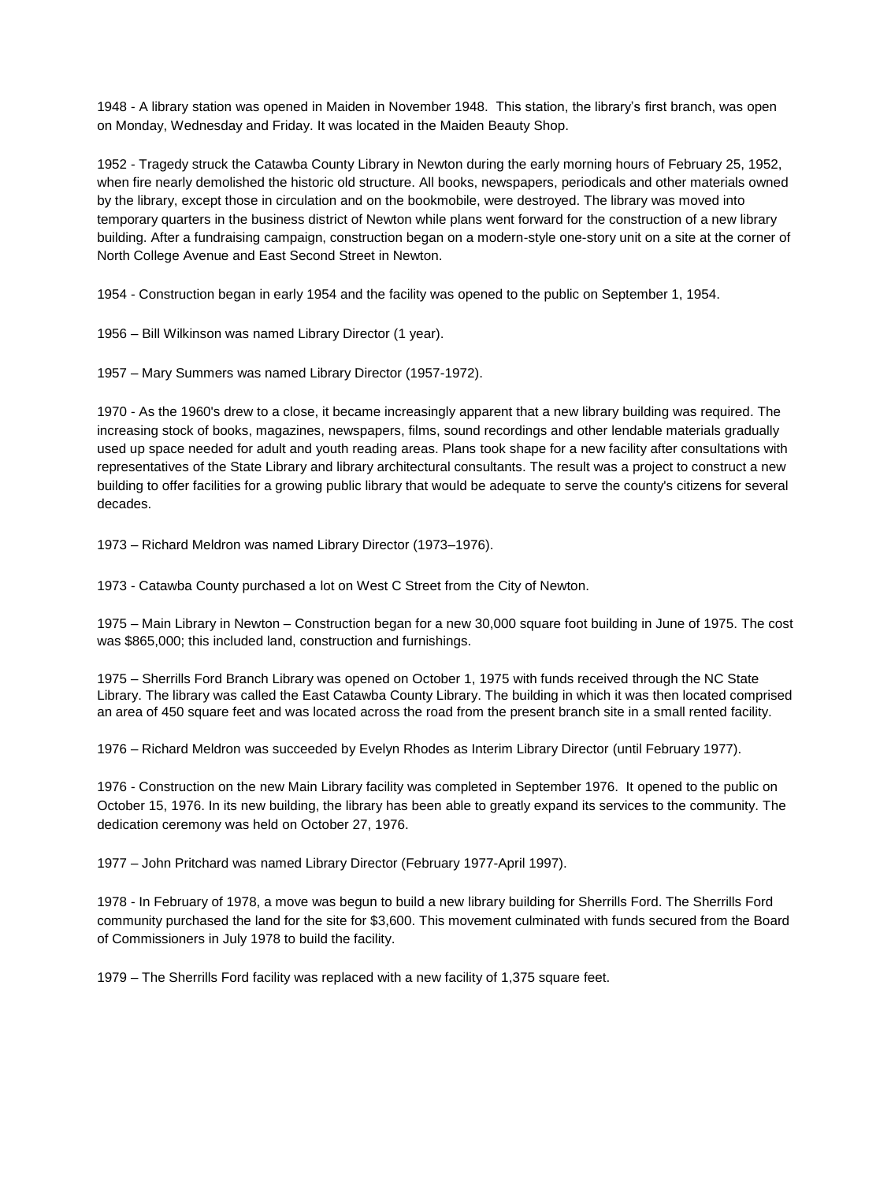1948 - A library station was opened in Maiden in November 1948. This station, the library's first branch, was open on Monday, Wednesday and Friday. It was located in the Maiden Beauty Shop.

1952 - Tragedy struck the Catawba County Library in Newton during the early morning hours of February 25, 1952, when fire nearly demolished the historic old structure. All books, newspapers, periodicals and other materials owned by the library, except those in circulation and on the bookmobile, were destroyed. The library was moved into temporary quarters in the business district of Newton while plans went forward for the construction of a new library building. After a fundraising campaign, construction began on a modern-style one-story unit on a site at the corner of North College Avenue and East Second Street in Newton.

1954 - Construction began in early 1954 and the facility was opened to the public on September 1, 1954.

1956 – Bill Wilkinson was named Library Director (1 year).

1957 – Mary Summers was named Library Director (1957-1972).

1970 - As the 1960's drew to a close, it became increasingly apparent that a new library building was required. The increasing stock of books, magazines, newspapers, films, sound recordings and other lendable materials gradually used up space needed for adult and youth reading areas. Plans took shape for a new facility after consultations with representatives of the State Library and library architectural consultants. The result was a project to construct a new building to offer facilities for a growing public library that would be adequate to serve the county's citizens for several decades.

1973 – Richard Meldron was named Library Director (1973–1976).

1973 - Catawba County purchased a lot on West C Street from the City of Newton.

1975 – Main Library in Newton – Construction began for a new 30,000 square foot building in June of 1975. The cost was $865,000; this included land, construction and furnishings.

1975 – Sherrills Ford Branch Library was opened on October 1, 1975 with funds received through the NC State Library. The library was called the East Catawba County Library. The building in which it was then located comprised an area of 450 square feet and was located across the road from the present branch site in a small rented facility.

1976 – Richard Meldron was succeeded by Evelyn Rhodes as Interim Library Director (until February 1977).

1976 - Construction on the new Main Library facility was completed in September 1976. It opened to the public on October 15, 1976. In its new building, the library has been able to greatly expand its services to the community. The dedication ceremony was held on October 27, 1976.

1977 – John Pritchard was named Library Director (February 1977-April 1997).

1978 - In February of 1978, a move was begun to build a new library building for Sherrills Ford. The Sherrills Ford community purchased the land for the site for $3,600. This movement culminated with funds secured from the Board of Commissioners in July 1978 to build the facility.

1979 – The Sherrills Ford facility was replaced with a new facility of 1,375 square feet.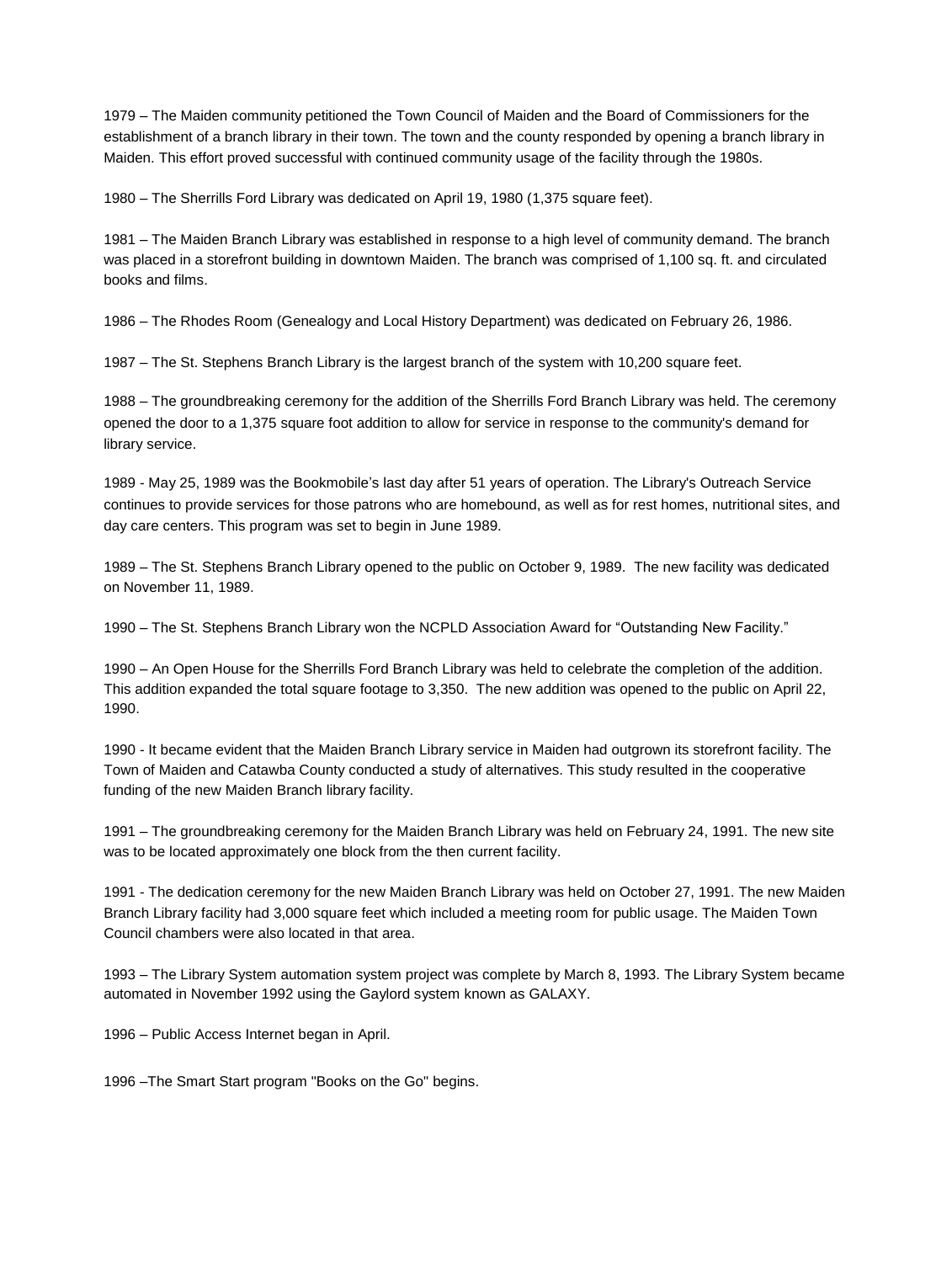1979 – The Maiden community petitioned the Town Council of Maiden and the Board of Commissioners for the establishment of a branch library in their town. The town and the county responded by opening a branch library in Maiden. This effort proved successful with continued community usage of the facility through the 1980s.

1980 – The Sherrills Ford Library was dedicated on April 19, 1980 (1,375 square feet).

1981 – The Maiden Branch Library was established in response to a high level of community demand. The branch was placed in a storefront building in downtown Maiden. The branch was comprised of 1,100 sq. ft. and circulated books and films.

1986 – The Rhodes Room (Genealogy and Local History Department) was dedicated on February 26, 1986.

1987 – The St. Stephens Branch Library is the largest branch of the system with 10,200 square feet.

1988 – The groundbreaking ceremony for the addition of the Sherrills Ford Branch Library was held. The ceremony opened the door to a 1,375 square foot addition to allow for service in response to the community's demand for library service.

1989 - May 25, 1989 was the Bookmobile's last day after 51 years of operation. The Library's Outreach Service continues to provide services for those patrons who are homebound, as well as for rest homes, nutritional sites, and day care centers. This program was set to begin in June 1989.

1989 – The St. Stephens Branch Library opened to the public on October 9, 1989. The new facility was dedicated on November 11, 1989.

1990 – The St. Stephens Branch Library won the NCPLD Association Award for "Outstanding New Facility."

1990 – An Open House for the Sherrills Ford Branch Library was held to celebrate the completion of the addition. This addition expanded the total square footage to 3,350. The new addition was opened to the public on April 22, 1990.

1990 - It became evident that the Maiden Branch Library service in Maiden had outgrown its storefront facility. The Town of Maiden and Catawba County conducted a study of alternatives. This study resulted in the cooperative funding of the new Maiden Branch library facility.

1991 – The groundbreaking ceremony for the Maiden Branch Library was held on February 24, 1991. The new site was to be located approximately one block from the then current facility.

1991 - The dedication ceremony for the new Maiden Branch Library was held on October 27, 1991. The new Maiden Branch Library facility had 3,000 square feet which included a meeting room for public usage. The Maiden Town Council chambers were also located in that area.

1993 – The Library System automation system project was complete by March 8, 1993. The Library System became automated in November 1992 using the Gaylord system known as GALAXY.

1996 – Public Access Internet began in April.

1996 –The Smart Start program "Books on the Go" begins.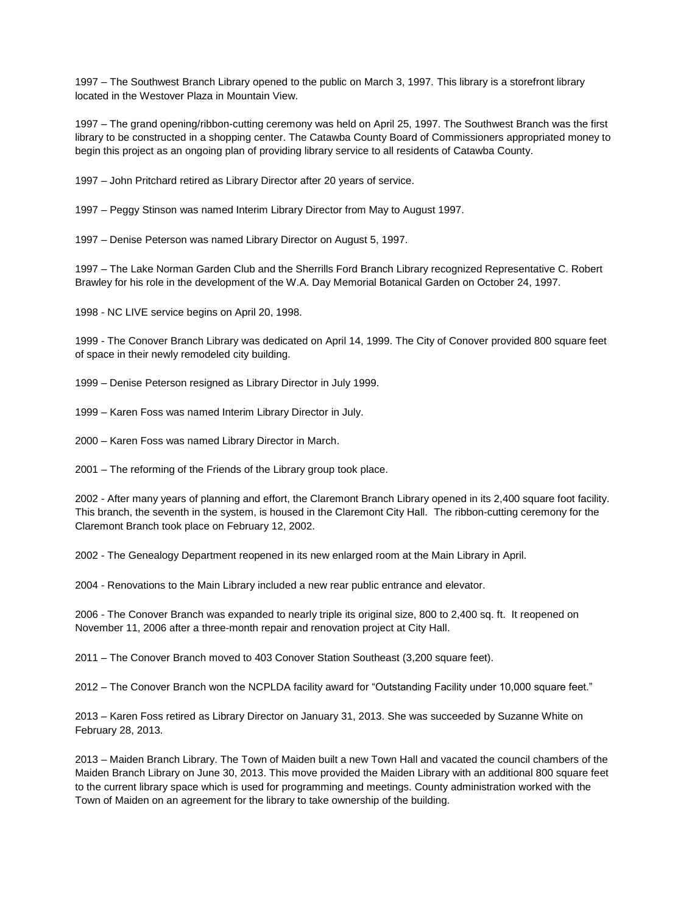1997 – The Southwest Branch Library opened to the public on March 3, 1997. This library is a storefront library located in the Westover Plaza in Mountain View.

1997 – The grand opening/ribbon-cutting ceremony was held on April 25, 1997. The Southwest Branch was the first library to be constructed in a shopping center. The Catawba County Board of Commissioners appropriated money to begin this project as an ongoing plan of providing library service to all residents of Catawba County.

1997 – John Pritchard retired as Library Director after 20 years of service.

1997 – Peggy Stinson was named Interim Library Director from May to August 1997.

1997 – Denise Peterson was named Library Director on August 5, 1997.

1997 – The Lake Norman Garden Club and the Sherrills Ford Branch Library recognized Representative C. Robert Brawley for his role in the development of the W.A. Day Memorial Botanical Garden on October 24, 1997.

1998 - NC LIVE service begins on April 20, 1998.

1999 - The Conover Branch Library was dedicated on April 14, 1999. The City of Conover provided 800 square feet of space in their newly remodeled city building.

1999 – Denise Peterson resigned as Library Director in July 1999.

1999 – Karen Foss was named Interim Library Director in July.

2000 – Karen Foss was named Library Director in March.

2001 – The reforming of the Friends of the Library group took place.

2002 - After many years of planning and effort, the Claremont Branch Library opened in its 2,400 square foot facility. This branch, the seventh in the system, is housed in the Claremont City Hall. The ribbon-cutting ceremony for the Claremont Branch took place on February 12, 2002.

2002 - The Genealogy Department reopened in its new enlarged room at the Main Library in April.

2004 - Renovations to the Main Library included a new rear public entrance and elevator.

2006 - The Conover Branch was expanded to nearly triple its original size, 800 to 2,400 sq. ft. It reopened on November 11, 2006 after a three-month repair and renovation project at City Hall.

2011 – The Conover Branch moved to 403 Conover Station Southeast (3,200 square feet).

2012 – The Conover Branch won the NCPLDA facility award for "Outstanding Facility under 10,000 square feet."

2013 – Karen Foss retired as Library Director on January 31, 2013. She was succeeded by Suzanne White on February 28, 2013.

2013 – Maiden Branch Library. The Town of Maiden built a new Town Hall and vacated the council chambers of the Maiden Branch Library on June 30, 2013. This move provided the Maiden Library with an additional 800 square feet to the current library space which is used for programming and meetings. County administration worked with the Town of Maiden on an agreement for the library to take ownership of the building.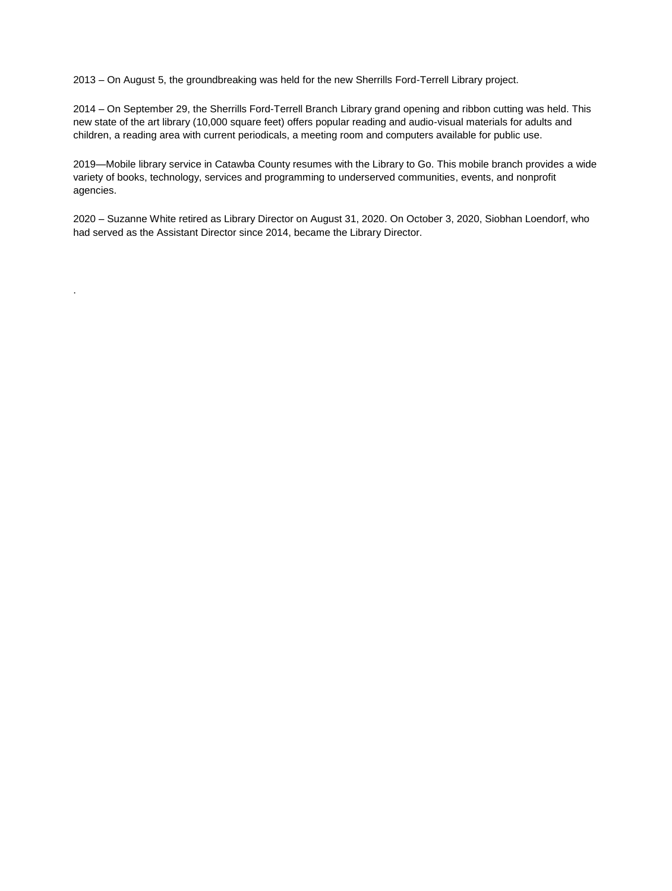2013 – On August 5, the groundbreaking was held for the new Sherrills Ford-Terrell Library project.

2014 – On September 29, the Sherrills Ford-Terrell Branch Library grand opening and ribbon cutting was held. This new state of the art library (10,000 square feet) offers popular reading and audio-visual materials for adults and children, a reading area with current periodicals, a meeting room and computers available for public use.

2019—Mobile library service in Catawba County resumes with the Library to Go. This mobile branch provides a wide variety of books, technology, services and programming to underserved communities, events, and nonprofit agencies.

2020 – Suzanne White retired as Library Director on August 31, 2020. On October 3, 2020, Siobhan Loendorf, who had served as the Assistant Director since 2014, became the Library Director.

.